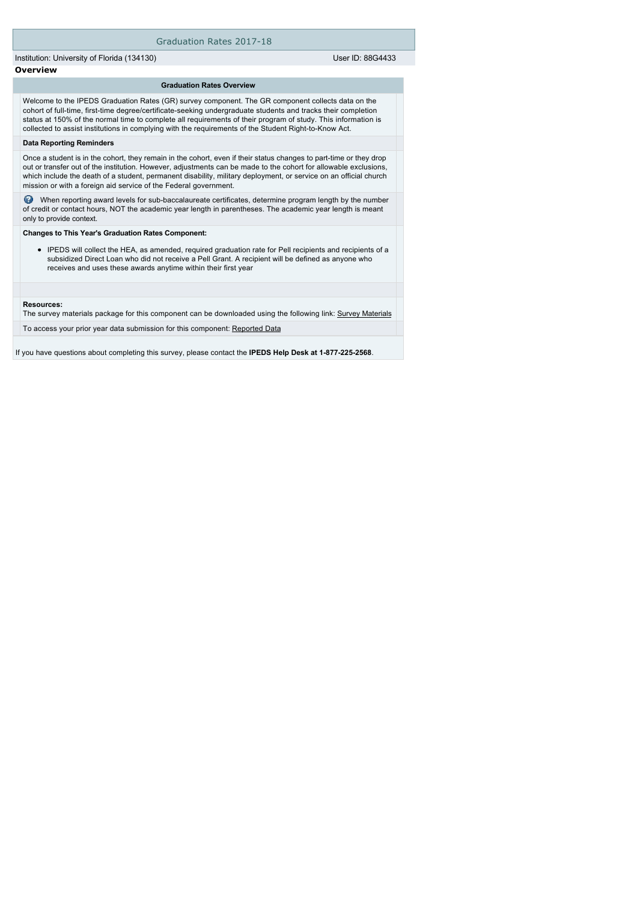# Graduation Rates 2017-18

Institution: University of Florida (134130) User ID: 88G4433

## Overview

### Graduation Rates Overview

Welcome to the IPEDS Graduation Rates (GR) survey component. The GR component collects data on the cohort of full-time, first-time degree/certificate-seeking undergraduate students and tracks their completion status at 150% of the normal time to complete all requirements of their program of study. This information is collected to assist institutions in complying with the requirements of the Student Right-to-Know Act.

**Data Reporting Reminders**

Once a student is in the cohort, they remain in the cohort, even if their status changes to part-time or they drop out or transfer out of the institution. However, adjustments can be made to the cohort for allowable exclusions, which include the death of a student, permanent disability, military deployment, or service on an official church mission or with a foreign aid service of the Federal government.

When reporting award levels for sub-baccalaureate certificates, determine program length by the number of credit or contact hours, NOT the academic year length in parentheses. The academic year length is meant only to provide context.

**Changes to This Year's Graduation Rates Component:**

- IPEDS will collect the HEA, as amended, required graduation rate for Pell recipients and recipients of a subsidized Direct Loan who did not receive a Pell Grant. A recipient will be defined as anyone who receives and uses these awards anytime within their first year

**Resources:**
The survey materials package for this component can be downloaded using the following link: Survey Materials

To access your prior year data submission for this component: Reported Data

If you have questions about completing this survey, please contact the **IPEDS Help Desk at 1-877-225-2568**.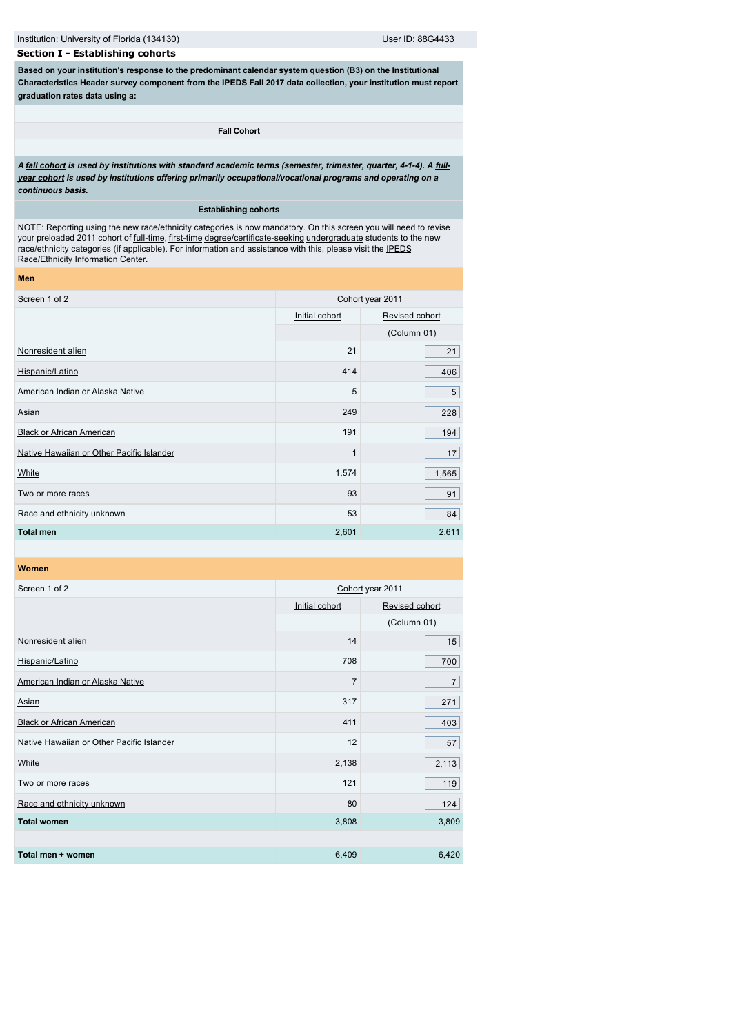Institution: University of Florida (134130) User ID: 88G4433

## Section I - Establishing cohorts

**Based on your institution's response to the predominant calendar system question (B3) on the Institutional Characteristics Header survey component from the IPEDS Fall 2017 data collection, your institution must report graduation rates data using a:**

**Fall Cohort**

***A fall cohort is used by institutions with standard academic terms (semester, trimester, quarter, 4-1-4). A full-year cohort is used by institutions offering primarily occupational/vocational programs and operating on a continuous basis.***

**Establishing cohorts**

NOTE: Reporting using the new race/ethnicity categories is now mandatory. On this screen you will need to revise your preloaded 2011 cohort of full-time, first-time degree/certificate-seeking undergraduate students to the new race/ethnicity categories (if applicable). For information and assistance with this, please visit the IPEDS Race/Ethnicity Information Center.

**Men**

| Screen 1 of 2 | Cohort year 2011 | |
|---|---|---|
| | Initial cohort | Revised cohort |
| | | (Column 01) |
| Nonresident alien | 21 | 21 |
| Hispanic/Latino | 414 | 406 |
| American Indian or Alaska Native | 5 | 5 |
| Asian | 249 | 228 |
| Black or African American | 191 | 194 |
| Native Hawaiian or Other Pacific Islander | 1 | 17 |
| White | 1,574 | 1,565 |
| Two or more races | 93 | 91 |
| Race and ethnicity unknown | 53 | 84 |
| **Total men** | 2,601 | 2,611 |

**Women**

| Screen 1 of 2 | Cohort year 2011 | |
|---|---|---|
| | Initial cohort | Revised cohort |
| | | (Column 01) |
| Nonresident alien | 14 | 15 |
| Hispanic/Latino | 708 | 700 |
| American Indian or Alaska Native | 7 | 7 |
| Asian | 317 | 271 |
| Black or African American | 411 | 403 |
| Native Hawaiian or Other Pacific Islander | 12 | 57 |
| White | 2,138 | 2,113 |
| Two or more races | 121 | 119 |
| Race and ethnicity unknown | 80 | 124 |
| **Total women** | 3,808 | 3,809 |
| | | |
| **Total men + women** | 6,409 | 6,420 |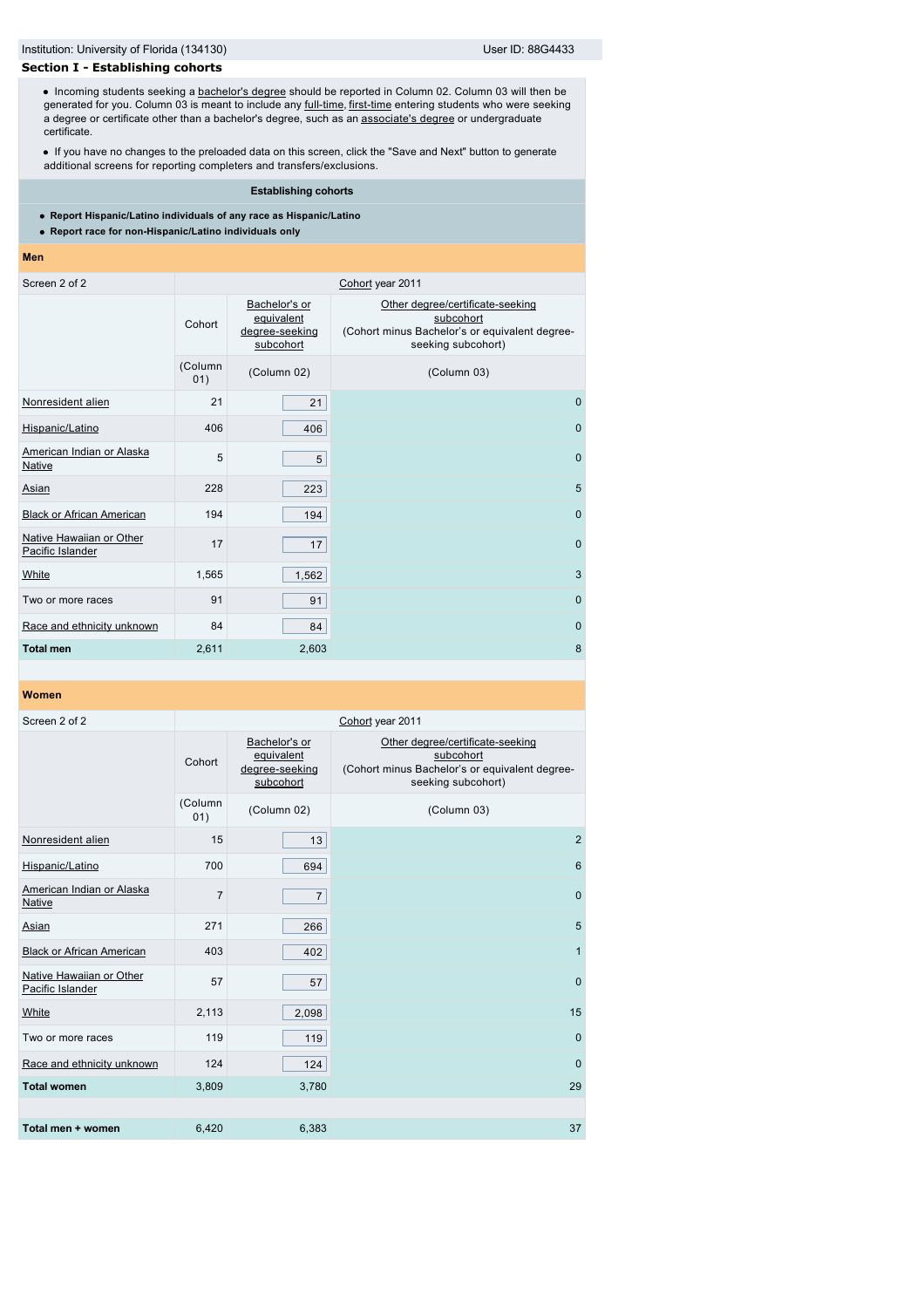Institution: University of Florida (134130) User ID: 88G4433

## Section I - Establishing cohorts

- Incoming students seeking a bachelor's degree should be reported in Column 02. Column 03 will then be generated for you. Column 03 is meant to include any full-time, first-time entering students who were seeking a degree or certificate other than a bachelor's degree, such as an associate's degree or undergraduate certificate.
- If you have no changes to the preloaded data on this screen, click the "Save and Next" button to generate additional screens for reporting completers and transfers/exclusions.

**Establishing cohorts**

- **Report Hispanic/Latino individuals of any race as Hispanic/Latino**
- **Report race for non-Hispanic/Latino individuals only**

**Men**

| Screen 2 of 2 | Cohort year 2011 | | |
|---|---|---|---|
| | Cohort | Bachelor's or equivalent degree-seeking subcohort | Other degree/certificate-seeking subcohort (Cohort minus Bachelor's or equivalent degree-seeking subcohort) |
| | (Column 01) | (Column 02) | (Column 03) |
| Nonresident alien | 21 | 21 | 0 |
| Hispanic/Latino | 406 | 406 | 0 |
| American Indian or Alaska Native | 5 | 5 | 0 |
| Asian | 228 | 223 | 5 |
| Black or African American | 194 | 194 | 0 |
| Native Hawaiian or Other Pacific Islander | 17 | 17 | 0 |
| White | 1,565 | 1,562 | 3 |
| Two or more races | 91 | 91 | 0 |
| Race and ethnicity unknown | 84 | 84 | 0 |
| **Total men** | 2,611 | 2,603 | 8 |

**Women**

| Screen 2 of 2 | Cohort year 2011 | | |
|---|---|---|---|
| | Cohort | Bachelor's or equivalent degree-seeking subcohort | Other degree/certificate-seeking subcohort (Cohort minus Bachelor's or equivalent degree-seeking subcohort) |
| | (Column 01) | (Column 02) | (Column 03) |
| Nonresident alien | 15 | 13 | 2 |
| Hispanic/Latino | 700 | 694 | 6 |
| American Indian or Alaska Native | 7 | 7 | 0 |
| Asian | 271 | 266 | 5 |
| Black or African American | 403 | 402 | 1 |
| Native Hawaiian or Other Pacific Islander | 57 | 57 | 0 |
| White | 2,113 | 2,098 | 15 |
| Two or more races | 119 | 119 | 0 |
| Race and ethnicity unknown | 124 | 124 | 0 |
| **Total women** | 3,809 | 3,780 | 29 |
| | | | |
| **Total men + women** | 6,420 | 6,383 | 37 |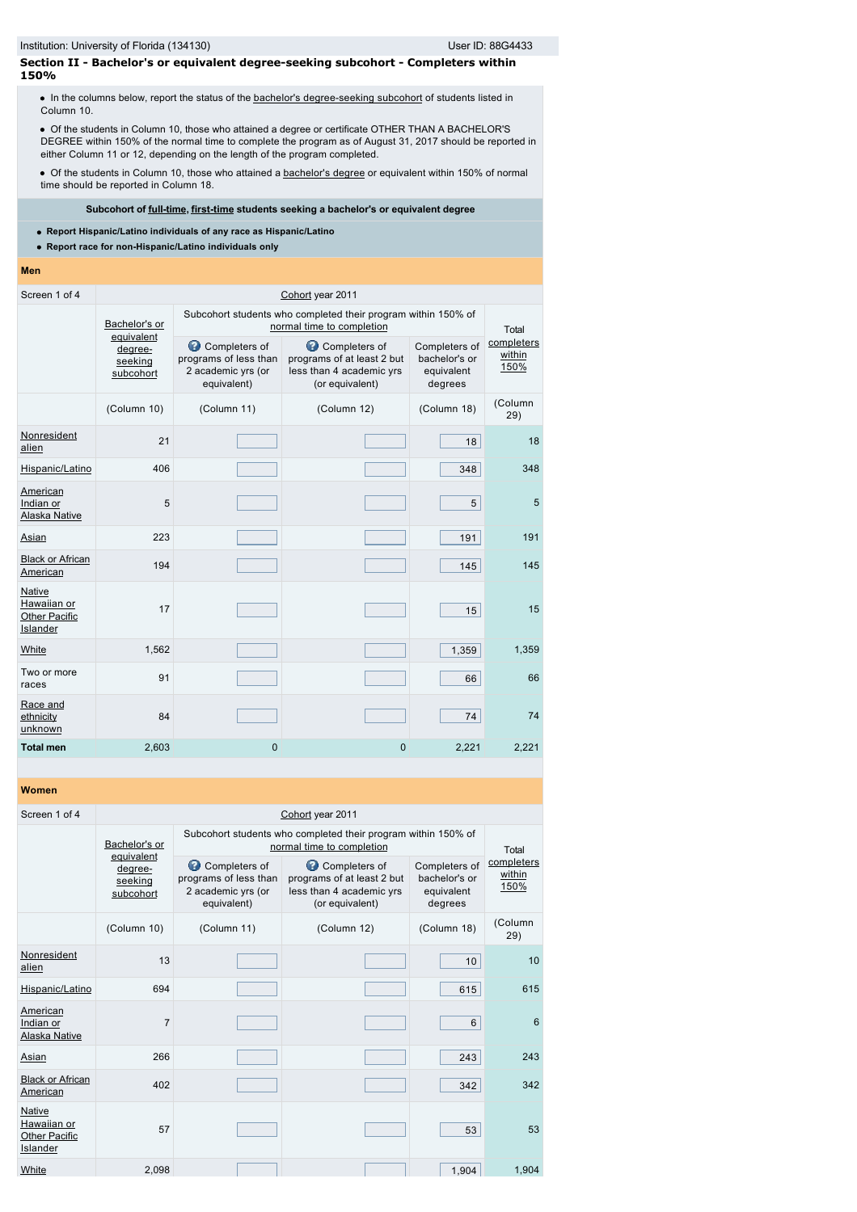## Section II - Bachelor's or equivalent degree-seeking subcohort - Completers within 150%

- In the columns below, report the status of the bachelor's degree-seeking subcohort of students listed in Column 10.
- Of the students in Column 10, those who attained a degree or certificate OTHER THAN A BACHELOR'S DEGREE within 150% of the normal time to complete the program as of August 31, 2017 should be reported in either Column 11 or 12, depending on the length of the program completed.
- Of the students in Column 10, those who attained a bachelor's degree or equivalent within 150% of normal time should be reported in Column 18.

**Subcohort of full-time, first-time students seeking a bachelor's or equivalent degree**

- **Report Hispanic/Latino individuals of any race as Hispanic/Latino**
- **Report race for non-Hispanic/Latino individuals only**

### Men

Screen 1 of 4 — Cohort year 2011

| | Bachelor's or equivalent degree-seeking subcohort | Subcohort students who completed their program within 150% of normal time to completion | | | Total completers within 150% |
|---|---|---|---|---|---|
| | | Completers of programs of less than 2 academic yrs (or equivalent) | Completers of programs of at least 2 but less than 4 academic yrs (or equivalent) | Completers of bachelor's or equivalent degrees | |
| | (Column 10) | (Column 11) | (Column 12) | (Column 18) | (Column 29) |
| Nonresident alien | 21 | | | 18 | 18 |
| Hispanic/Latino | 406 | | | 348 | 348 |
| American Indian or Alaska Native | 5 | | | 5 | 5 |
| Asian | 223 | | | 191 | 191 |
| Black or African American | 194 | | | 145 | 145 |
| Native Hawaiian or Other Pacific Islander | 17 | | | 15 | 15 |
| White | 1,562 | | | 1,359 | 1,359 |
| Two or more races | 91 | | | 66 | 66 |
| Race and ethnicity unknown | 84 | | | 74 | 74 |
| **Total men** | 2,603 | 0 | 0 | 2,221 | 2,221 |

### Women

Screen 1 of 4 — Cohort year 2011

| | Bachelor's or equivalent degree-seeking subcohort | Subcohort students who completed their program within 150% of normal time to completion | | | Total completers within 150% |
|---|---|---|---|---|---|
| | | Completers of programs of less than 2 academic yrs (or equivalent) | Completers of programs of at least 2 but less than 4 academic yrs (or equivalent) | Completers of bachelor's or equivalent degrees | |
| | (Column 10) | (Column 11) | (Column 12) | (Column 18) | (Column 29) |
| Nonresident alien | 13 | | | 10 | 10 |
| Hispanic/Latino | 694 | | | 615 | 615 |
| American Indian or Alaska Native | 7 | | | 6 | 6 |
| Asian | 266 | | | 243 | 243 |
| Black or African American | 402 | | | 342 | 342 |
| Native Hawaiian or Other Pacific Islander | 57 | | | 53 | 53 |
| White | 2,098 | | | 1,904 | 1,904 |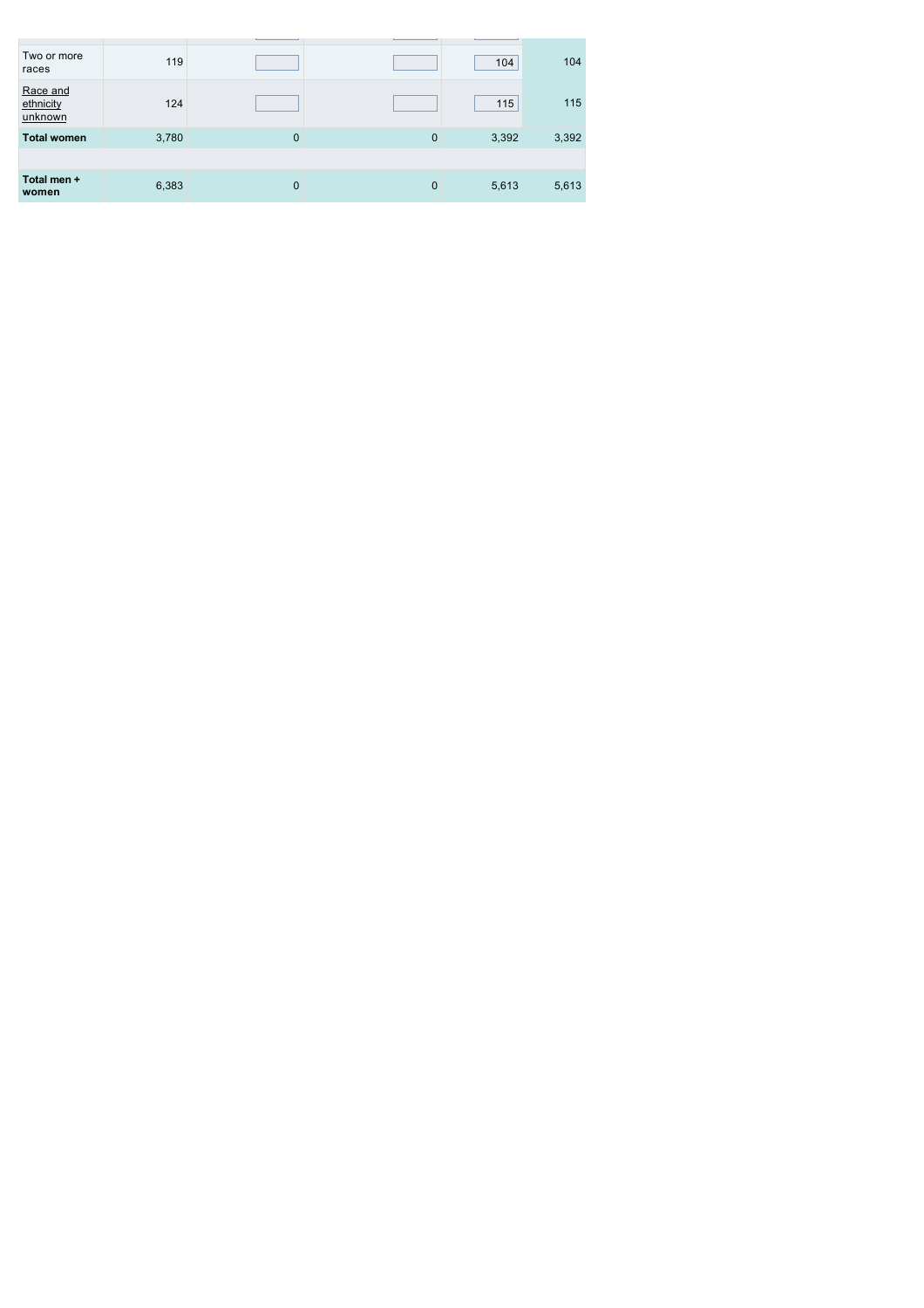| | | | | | |
|---|---|---|---|---|---|
| Two or more races | 119 | | | 104 | 104 |
| Race and ethnicity unknown | 124 | | | 115 | 115 |
| **Total women** | 3,780 | 0 | 0 | 3,392 | 3,392 |
| | | | | | |
| **Total men + women** | 6,383 | 0 | 0 | 5,613 | 5,613 |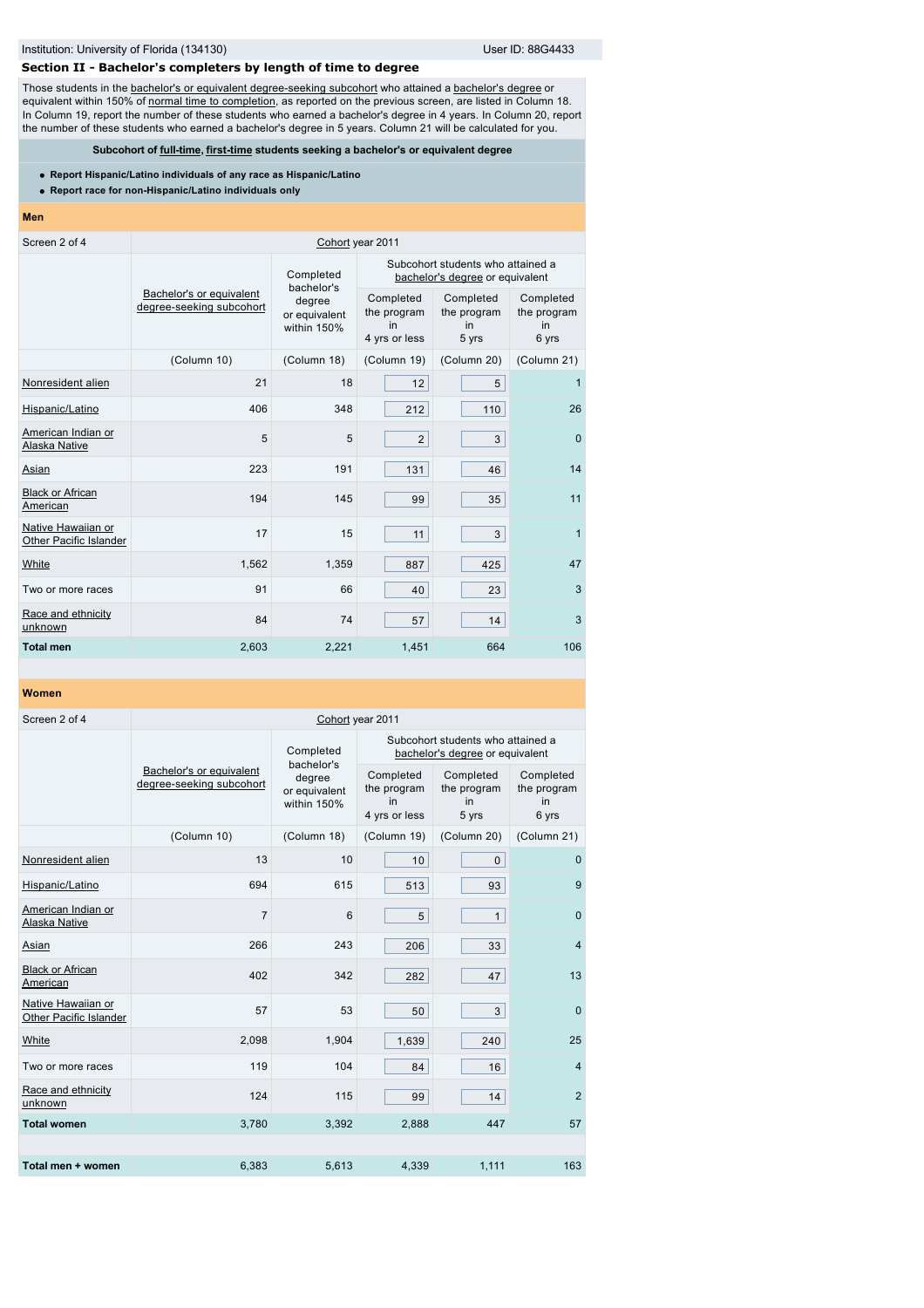Institution: University of Florida (134130) User ID: 88G4433

## Section II - Bachelor's completers by length of time to degree

Those students in the bachelor's or equivalent degree-seeking subcohort who attained a bachelor's degree or equivalent within 150% of normal time to completion, as reported on the previous screen, are listed in Column 18. In Column 19, report the number of these students who earned a bachelor's degree in 4 years. In Column 20, report the number of these students who earned a bachelor's degree in 5 years. Column 21 will be calculated for you.

**Subcohort of full-time, first-time students seeking a bachelor's or equivalent degree**

- **Report Hispanic/Latino individuals of any race as Hispanic/Latino**
- **Report race for non-Hispanic/Latino individuals only**

**Men**

| Screen 2 of 4 | Cohort year 2011 | | | | |
|---|---|---|---|---|---|
| | Bachelor's or equivalent degree-seeking subcohort | Completed bachelor's degree or equivalent within 150% | Subcohort students who attained a bachelor's degree or equivalent | | |
| | | | Completed the program in 4 yrs or less | Completed the program in 5 yrs | Completed the program in 6 yrs |
| | (Column 10) | (Column 18) | (Column 19) | (Column 20) | (Column 21) |
| Nonresident alien | 21 | 18 | 12 | 5 | 1 |
| Hispanic/Latino | 406 | 348 | 212 | 110 | 26 |
| American Indian or Alaska Native | 5 | 5 | 2 | 3 | 0 |
| Asian | 223 | 191 | 131 | 46 | 14 |
| Black or African American | 194 | 145 | 99 | 35 | 11 |
| Native Hawaiian or Other Pacific Islander | 17 | 15 | 11 | 3 | 1 |
| White | 1,562 | 1,359 | 887 | 425 | 47 |
| Two or more races | 91 | 66 | 40 | 23 | 3 |
| Race and ethnicity unknown | 84 | 74 | 57 | 14 | 3 |
| **Total men** | 2,603 | 2,221 | 1,451 | 664 | 106 |

**Women**

| Screen 2 of 4 | Cohort year 2011 | | | | |
|---|---|---|---|---|---|
| | Bachelor's or equivalent degree-seeking subcohort | Completed bachelor's degree or equivalent within 150% | Subcohort students who attained a bachelor's degree or equivalent | | |
| | | | Completed the program in 4 yrs or less | Completed the program in 5 yrs | Completed the program in 6 yrs |
| | (Column 10) | (Column 18) | (Column 19) | (Column 20) | (Column 21) |
| Nonresident alien | 13 | 10 | 10 | 0 | 0 |
| Hispanic/Latino | 694 | 615 | 513 | 93 | 9 |
| American Indian or Alaska Native | 7 | 6 | 5 | 1 | 0 |
| Asian | 266 | 243 | 206 | 33 | 4 |
| Black or African American | 402 | 342 | 282 | 47 | 13 |
| Native Hawaiian or Other Pacific Islander | 57 | 53 | 50 | 3 | 0 |
| White | 2,098 | 1,904 | 1,639 | 240 | 25 |
| Two or more races | 119 | 104 | 84 | 16 | 4 |
| Race and ethnicity unknown | 124 | 115 | 99 | 14 | 2 |
| **Total women** | 3,780 | 3,392 | 2,888 | 447 | 57 |
| | | | | | |
| **Total men + women** | 6,383 | 5,613 | 4,339 | 1,111 | 163 |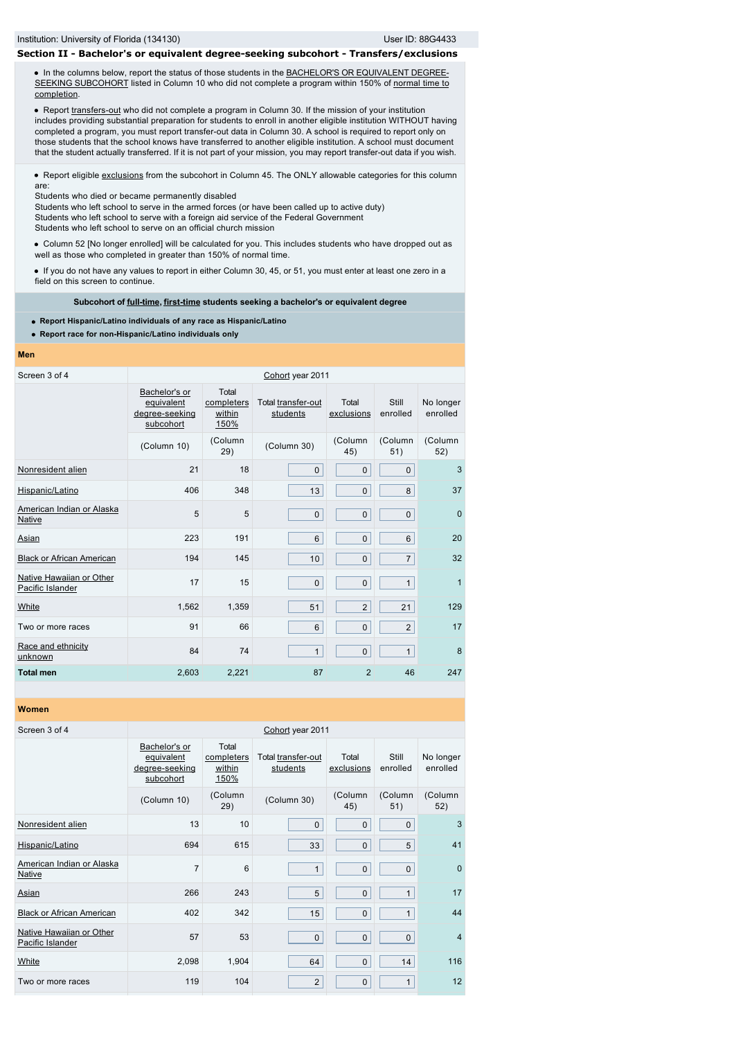Institution: University of Florida (134130)

User ID: 88G4433

## Section II - Bachelor's or equivalent degree-seeking subcohort - Transfers/exclusions

- In the columns below, report the status of those students in the BACHELOR'S OR EQUIVALENT DEGREE-SEEKING SUBCOHORT listed in Column 10 who did not complete a program within 150% of normal time to completion.
- Report transfers-out who did not complete a program in Column 30. If the mission of your institution includes providing substantial preparation for students to enroll in another eligible institution WITHOUT having completed a program, you must report transfer-out data in Column 30. A school is required to report only on those students that the school knows have transferred to another eligible institution. A school must document that the student actually transferred. If it is not part of your mission, you may report transfer-out data if you wish.

- Report eligible exclusions from the subcohort in Column 45. The ONLY allowable categories for this column are:
Students who died or became permanently disabled
Students who left school to serve in the armed forces (or have been called up to active duty)
Students who left school to serve with a foreign aid service of the Federal Government
Students who left school to serve on an official church mission
- Column 52 [No longer enrolled] will be calculated for you. This includes students who have dropped out as well as those who completed in greater than 150% of normal time.
- If you do not have any values to report in either Column 30, 45, or 51, you must enter at least one zero in a field on this screen to continue.

**Subcohort of full-time, first-time students seeking a bachelor's or equivalent degree**

- **Report Hispanic/Latino individuals of any race as Hispanic/Latino**
- **Report race for non-Hispanic/Latino individuals only**

**Men**

| Screen 3 of 4 | Cohort year 2011 | | | | | |
|---|---|---|---|---|---|---|
| | Bachelor's or equivalent degree-seeking subcohort | Total completers within 150% | Total transfer-out students | Total exclusions | Still enrolled | No longer enrolled |
| | (Column 10) | (Column 29) | (Column 30) | (Column 45) | (Column 51) | (Column 52) |
| Nonresident alien | 21 | 18 | 0 | 0 | 0 | 3 |
| Hispanic/Latino | 406 | 348 | 13 | 0 | 8 | 37 |
| American Indian or Alaska Native | 5 | 5 | 0 | 0 | 0 | 0 |
| Asian | 223 | 191 | 6 | 0 | 6 | 20 |
| Black or African American | 194 | 145 | 10 | 0 | 7 | 32 |
| Native Hawaiian or Other Pacific Islander | 17 | 15 | 0 | 0 | 1 | 1 |
| White | 1,562 | 1,359 | 51 | 2 | 21 | 129 |
| Two or more races | 91 | 66 | 6 | 0 | 2 | 17 |
| Race and ethnicity unknown | 84 | 74 | 1 | 0 | 1 | 8 |
| **Total men** | 2,603 | 2,221 | 87 | 2 | 46 | 247 |

**Women**

| Screen 3 of 4 | Cohort year 2011 | | | | | |
|---|---|---|---|---|---|---|
| | Bachelor's or equivalent degree-seeking subcohort | Total completers within 150% | Total transfer-out students | Total exclusions | Still enrolled | No longer enrolled |
| | (Column 10) | (Column 29) | (Column 30) | (Column 45) | (Column 51) | (Column 52) |
| Nonresident alien | 13 | 10 | 0 | 0 | 0 | 3 |
| Hispanic/Latino | 694 | 615 | 33 | 0 | 5 | 41 |
| American Indian or Alaska Native | 7 | 6 | 1 | 0 | 0 | 0 |
| Asian | 266 | 243 | 5 | 0 | 1 | 17 |
| Black or African American | 402 | 342 | 15 | 0 | 1 | 44 |
| Native Hawaiian or Other Pacific Islander | 57 | 53 | 0 | 0 | 0 | 4 |
| White | 2,098 | 1,904 | 64 | 0 | 14 | 116 |
| Two or more races | 119 | 104 | 2 | 0 | 1 | 12 |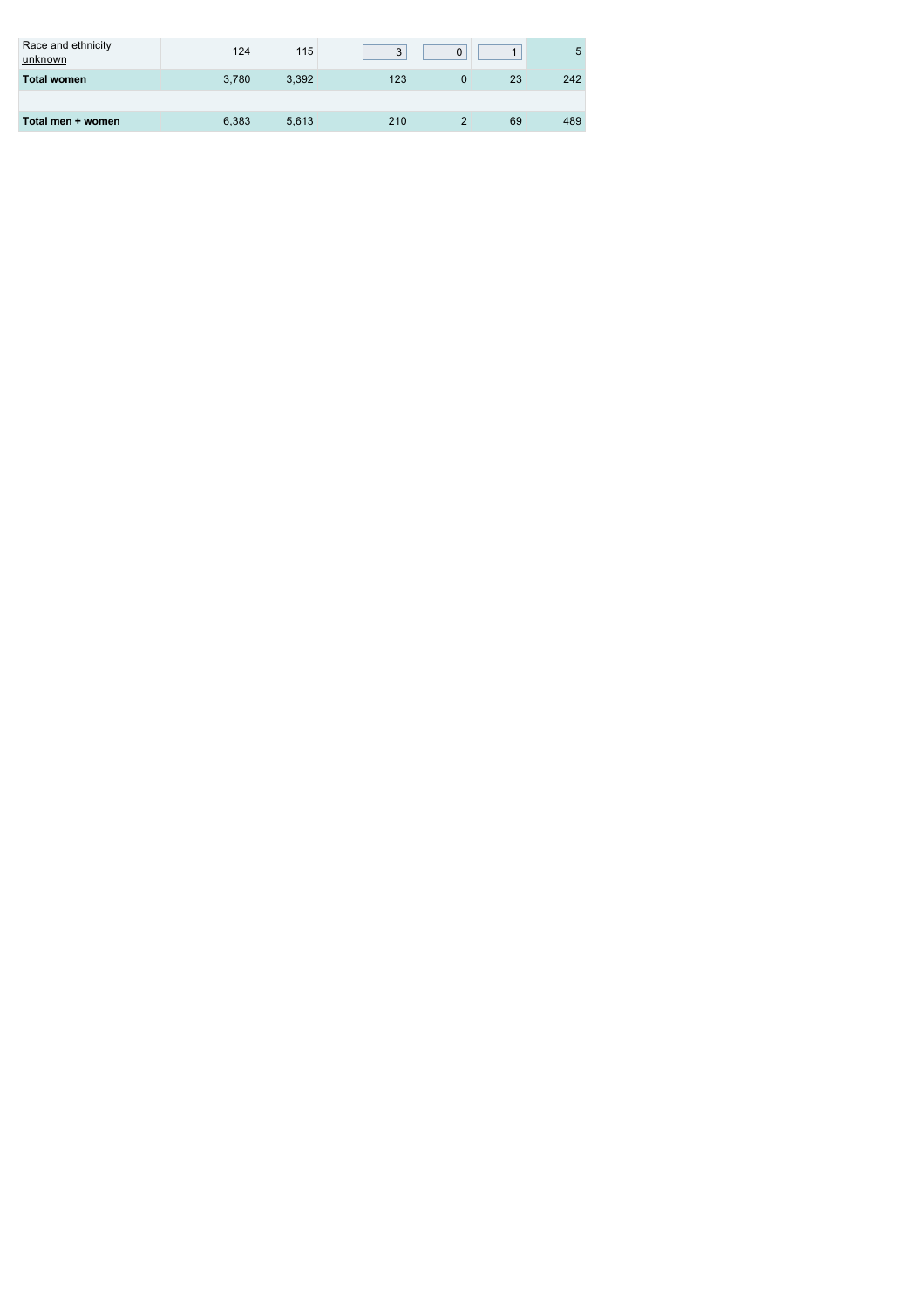| | | | | | | |
|---|---|---|---|---|---|---|
| Race and ethnicity unknown | 124 | 115 | 3 | 0 | 1 | 5 |
| **Total women** | 3,780 | 3,392 | 123 | 0 | 23 | 242 |
| | | | | | | |
| **Total men + women** | 6,383 | 5,613 | 210 | 2 | 69 | 489 |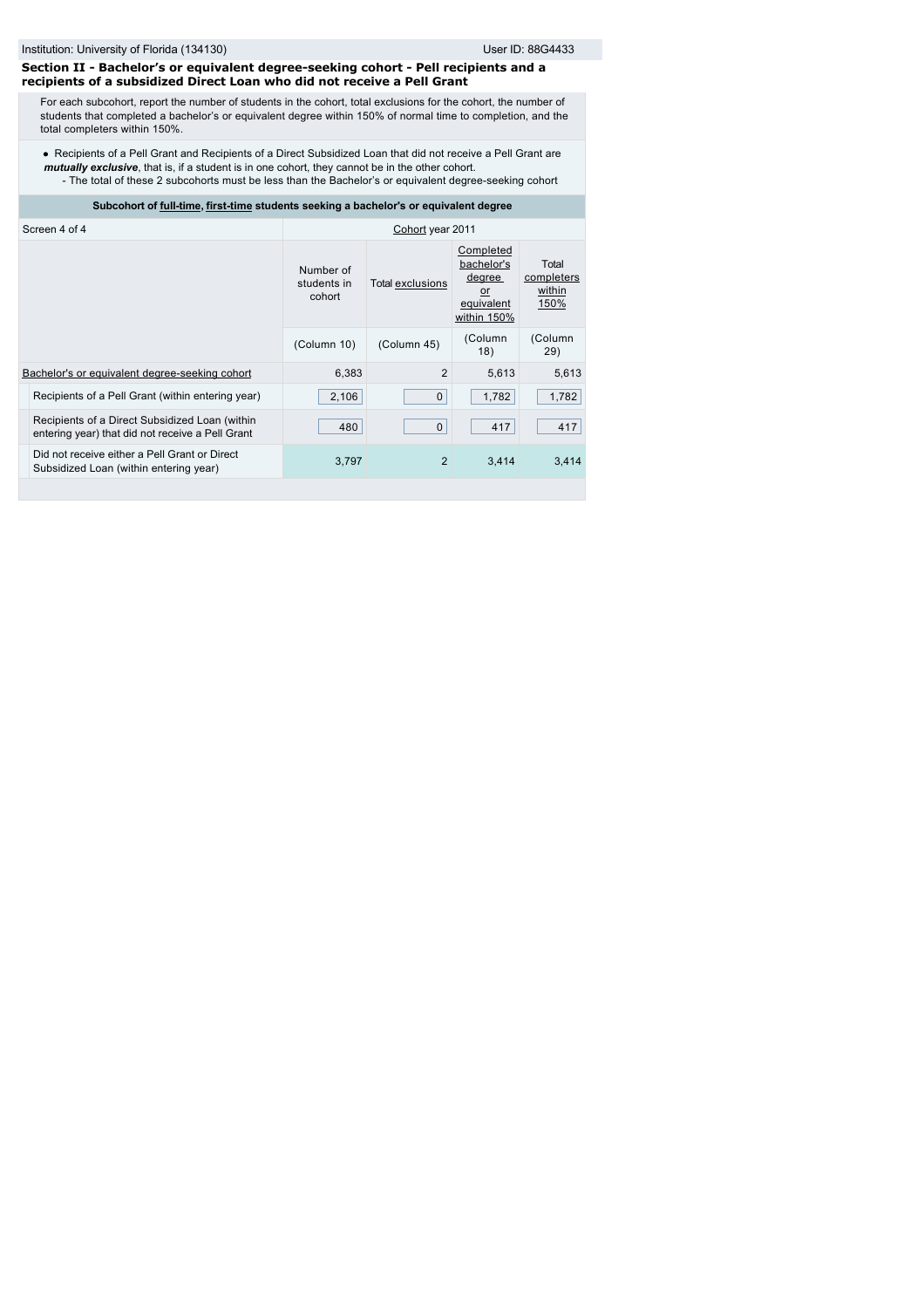## Section II - Bachelor's or equivalent degree-seeking cohort - Pell recipients and a recipients of a subsidized Direct Loan who did not receive a Pell Grant

For each subcohort, report the number of students in the cohort, total exclusions for the cohort, the number of students that completed a bachelor's or equivalent degree within 150% of normal time to completion, and the total completers within 150%.

- Recipients of a Pell Grant and Recipients of a Direct Subsidized Loan that did not receive a Pell Grant are ***mutually exclusive***, that is, if a student is in one cohort, they cannot be in the other cohort.
  - The total of these 2 subcohorts must be less than the Bachelor's or equivalent degree-seeking cohort

**Subcohort of full-time, first-time students seeking a bachelor's or equivalent degree**

| Screen 4 of 4 | Cohort year 2011 | | | |
|---|---|---|---|---|
| | Number of students in cohort | Total exclusions | Completed bachelor's degree or equivalent within 150% | Total completers within 150% |
| | (Column 10) | (Column 45) | (Column 18) | (Column 29) |
| Bachelor's or equivalent degree-seeking cohort | 6,383 | 2 | 5,613 | 5,613 |
| Recipients of a Pell Grant (within entering year) | 2,106 | 0 | 1,782 | 1,782 |
| Recipients of a Direct Subsidized Loan (within entering year) that did not receive a Pell Grant | 480 | 0 | 417 | 417 |
| Did not receive either a Pell Grant or Direct Subsidized Loan (within entering year) | 3,797 | 2 | 3,414 | 3,414 |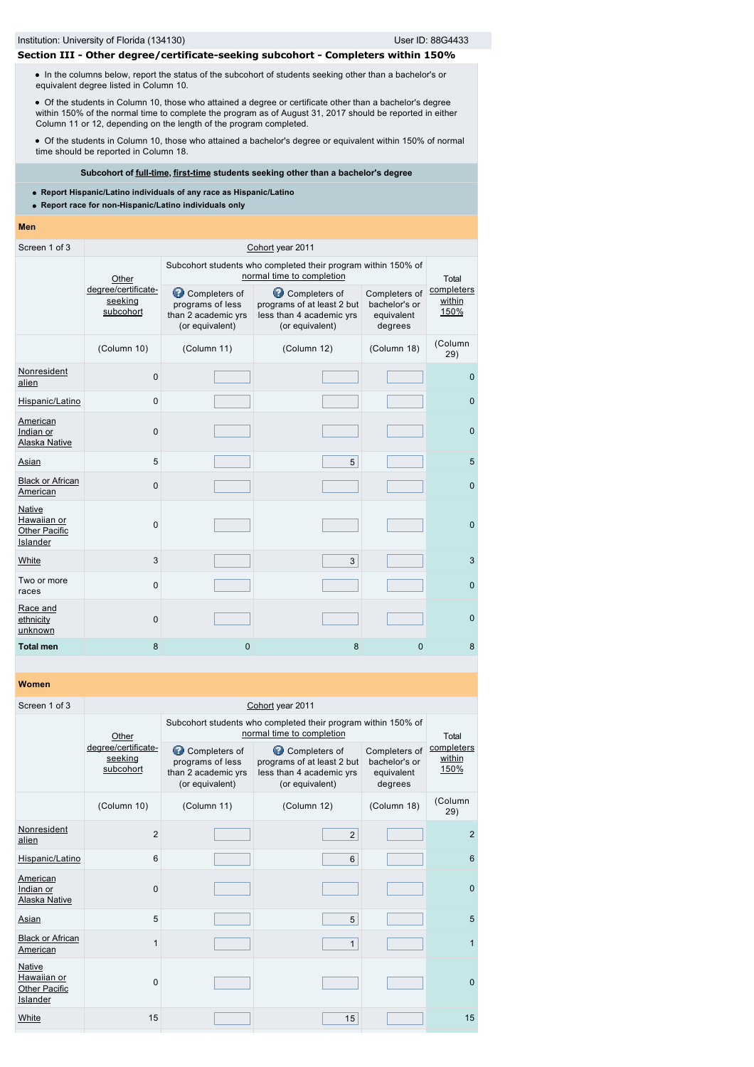Institution: University of Florida (134130) User ID: 88G4433

## Section III - Other degree/certificate-seeking subcohort - Completers within 150%

- In the columns below, report the status of the subcohort of students seeking other than a bachelor's or equivalent degree listed in Column 10.
- Of the students in Column 10, those who attained a degree or certificate other than a bachelor's degree within 150% of the normal time to complete the program as of August 31, 2017 should be reported in either Column 11 or 12, depending on the length of the program completed.
- Of the students in Column 10, those who attained a bachelor's degree or equivalent within 150% of normal time should be reported in Column 18.

**Subcohort of full-time, first-time students seeking other than a bachelor's degree**

- **Report Hispanic/Latino individuals of any race as Hispanic/Latino**
- **Report race for non-Hispanic/Latino individuals only**

### Men

Screen 1 of 3 — Cohort year 2011

| | Other degree/certificate-seeking subcohort | Subcohort students who completed their program within 150% of normal time to completion | | | Total completers within 150% |
|---|---|---|---|---|---|
| | | Completers of programs of less than 2 academic yrs (or equivalent) | Completers of programs of at least 2 but less than 4 academic yrs (or equivalent) | Completers of bachelor's or equivalent degrees | |
| | (Column 10) | (Column 11) | (Column 12) | (Column 18) | (Column 29) |
| Nonresident alien | 0 | | | | 0 |
| Hispanic/Latino | 0 | | | | 0 |
| American Indian or Alaska Native | 0 | | | | 0 |
| Asian | 5 | | 5 | | 5 |
| Black or African American | 0 | | | | 0 |
| Native Hawaiian or Other Pacific Islander | 0 | | | | 0 |
| White | 3 | | 3 | | 3 |
| Two or more races | 0 | | | | 0 |
| Race and ethnicity unknown | 0 | | | | 0 |
| **Total men** | 8 | 0 | 8 | 0 | 8 |

### Women

Screen 1 of 3 — Cohort year 2011

| | Other degree/certificate-seeking subcohort | Subcohort students who completed their program within 150% of normal time to completion | | | Total completers within 150% |
|---|---|---|---|---|---|
| | | Completers of programs of less than 2 academic yrs (or equivalent) | Completers of programs of at least 2 but less than 4 academic yrs (or equivalent) | Completers of bachelor's or equivalent degrees | |
| | (Column 10) | (Column 11) | (Column 12) | (Column 18) | (Column 29) |
| Nonresident alien | 2 | | 2 | | 2 |
| Hispanic/Latino | 6 | | 6 | | 6 |
| American Indian or Alaska Native | 0 | | | | 0 |
| Asian | 5 | | 5 | | 5 |
| Black or African American | 1 | | 1 | | 1 |
| Native Hawaiian or Other Pacific Islander | 0 | | | | 0 |
| White | 15 | | 15 | | 15 |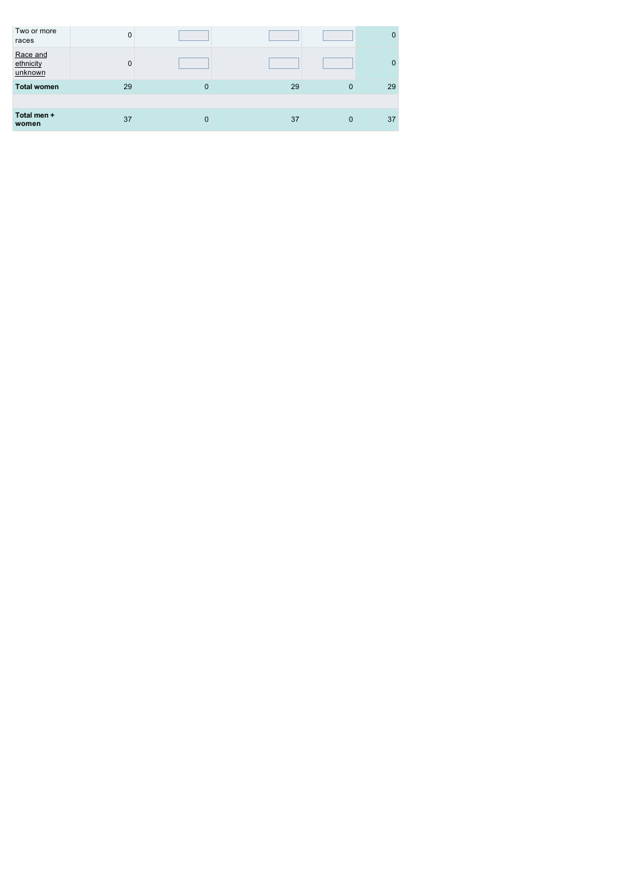| | | | | | |
|---|---|---|---|---|---|
| Two or more races | 0 | | | | 0 |
| Race and ethnicity unknown | 0 | | | | 0 |
| **Total women** | 29 | 0 | 29 | 0 | 29 |
| | | | | | |
| **Total men + women** | 37 | 0 | 37 | 0 | 37 |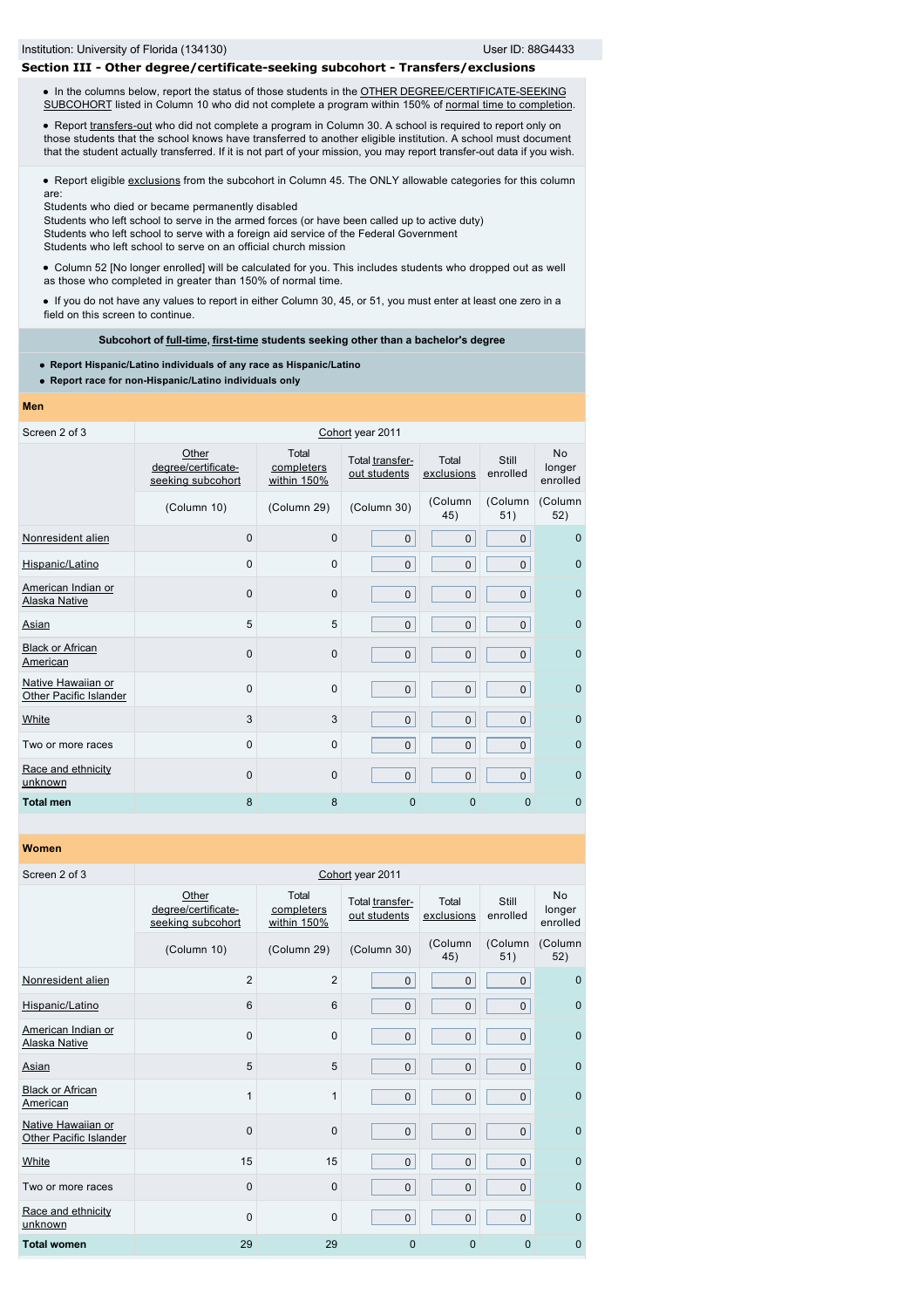Institution: University of Florida (134130) User ID: 88G4433

## Section III - Other degree/certificate-seeking subcohort - Transfers/exclusions

- In the columns below, report the status of those students in the OTHER DEGREE/CERTIFICATE-SEEKING SUBCOHORT listed in Column 10 who did not complete a program within 150% of normal time to completion.
- Report transfers-out who did not complete a program in Column 30. A school is required to report only on those students that the school knows have transferred to another eligible institution. A school must document that the student actually transferred. If it is not part of your mission, you may report transfer-out data if you wish.

- Report eligible exclusions from the subcohort in Column 45. The ONLY allowable categories for this column are:
  Students who died or became permanently disabled
  Students who left school to serve in the armed forces (or have been called up to active duty)
  Students who left school to serve with a foreign aid service of the Federal Government
  Students who left school to serve on an official church mission
- Column 52 [No longer enrolled] will be calculated for you. This includes students who dropped out as well as those who completed in greater than 150% of normal time.
- If you do not have any values to report in either Column 30, 45, or 51, you must enter at least one zero in a field on this screen to continue.

**Subcohort of full-time, first-time students seeking other than a bachelor's degree**

- **Report Hispanic/Latino individuals of any race as Hispanic/Latino**
- **Report race for non-Hispanic/Latino individuals only**

### Men

| Screen 2 of 3 | Cohort year 2011 | | | | | |
|---|---|---|---|---|---|---|
| | Other degree/certificate-seeking subcohort | Total completers within 150% | Total transfer-out students | Total exclusions | Still enrolled | No longer enrolled |
| | (Column 10) | (Column 29) | (Column 30) | (Column 45) | (Column 51) | (Column 52) |
| Nonresident alien | 0 | 0 | 0 | 0 | 0 | 0 |
| Hispanic/Latino | 0 | 0 | 0 | 0 | 0 | 0 |
| American Indian or Alaska Native | 0 | 0 | 0 | 0 | 0 | 0 |
| Asian | 5 | 5 | 0 | 0 | 0 | 0 |
| Black or African American | 0 | 0 | 0 | 0 | 0 | 0 |
| Native Hawaiian or Other Pacific Islander | 0 | 0 | 0 | 0 | 0 | 0 |
| White | 3 | 3 | 0 | 0 | 0 | 0 |
| Two or more races | 0 | 0 | 0 | 0 | 0 | 0 |
| Race and ethnicity unknown | 0 | 0 | 0 | 0 | 0 | 0 |
| **Total men** | 8 | 8 | 0 | 0 | 0 | 0 |

### Women

| Screen 2 of 3 | Cohort year 2011 | | | | | |
|---|---|---|---|---|---|---|
| | Other degree/certificate-seeking subcohort | Total completers within 150% | Total transfer-out students | Total exclusions | Still enrolled | No longer enrolled |
| | (Column 10) | (Column 29) | (Column 30) | (Column 45) | (Column 51) | (Column 52) |
| Nonresident alien | 2 | 2 | 0 | 0 | 0 | 0 |
| Hispanic/Latino | 6 | 6 | 0 | 0 | 0 | 0 |
| American Indian or Alaska Native | 0 | 0 | 0 | 0 | 0 | 0 |
| Asian | 5 | 5 | 0 | 0 | 0 | 0 |
| Black or African American | 1 | 1 | 0 | 0 | 0 | 0 |
| Native Hawaiian or Other Pacific Islander | 0 | 0 | 0 | 0 | 0 | 0 |
| White | 15 | 15 | 0 | 0 | 0 | 0 |
| Two or more races | 0 | 0 | 0 | 0 | 0 | 0 |
| Race and ethnicity unknown | 0 | 0 | 0 | 0 | 0 | 0 |
| **Total women** | 29 | 29 | 0 | 0 | 0 | 0 |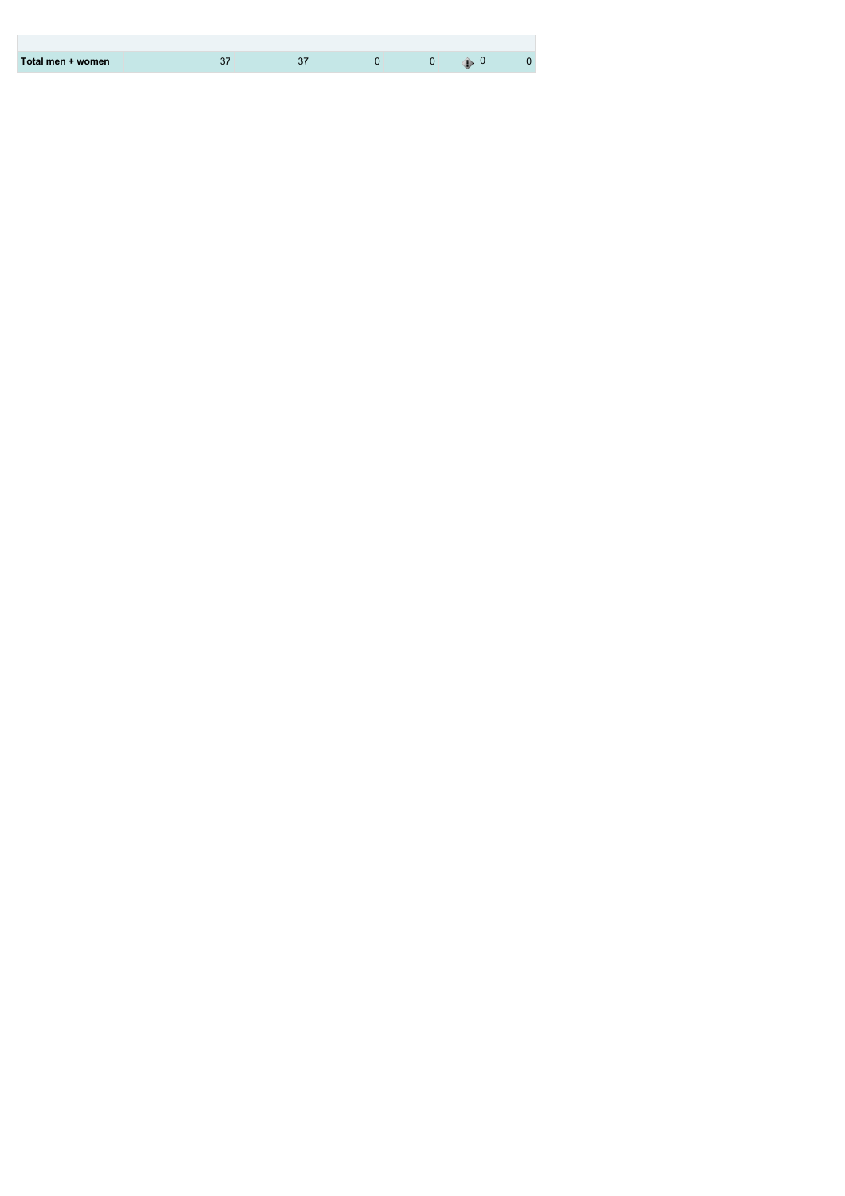| | | | | | | |
|---|---|---|---|---|---|---|
| **Total men + women** | 37 | 37 | 0 | 0 | 0 | 0 |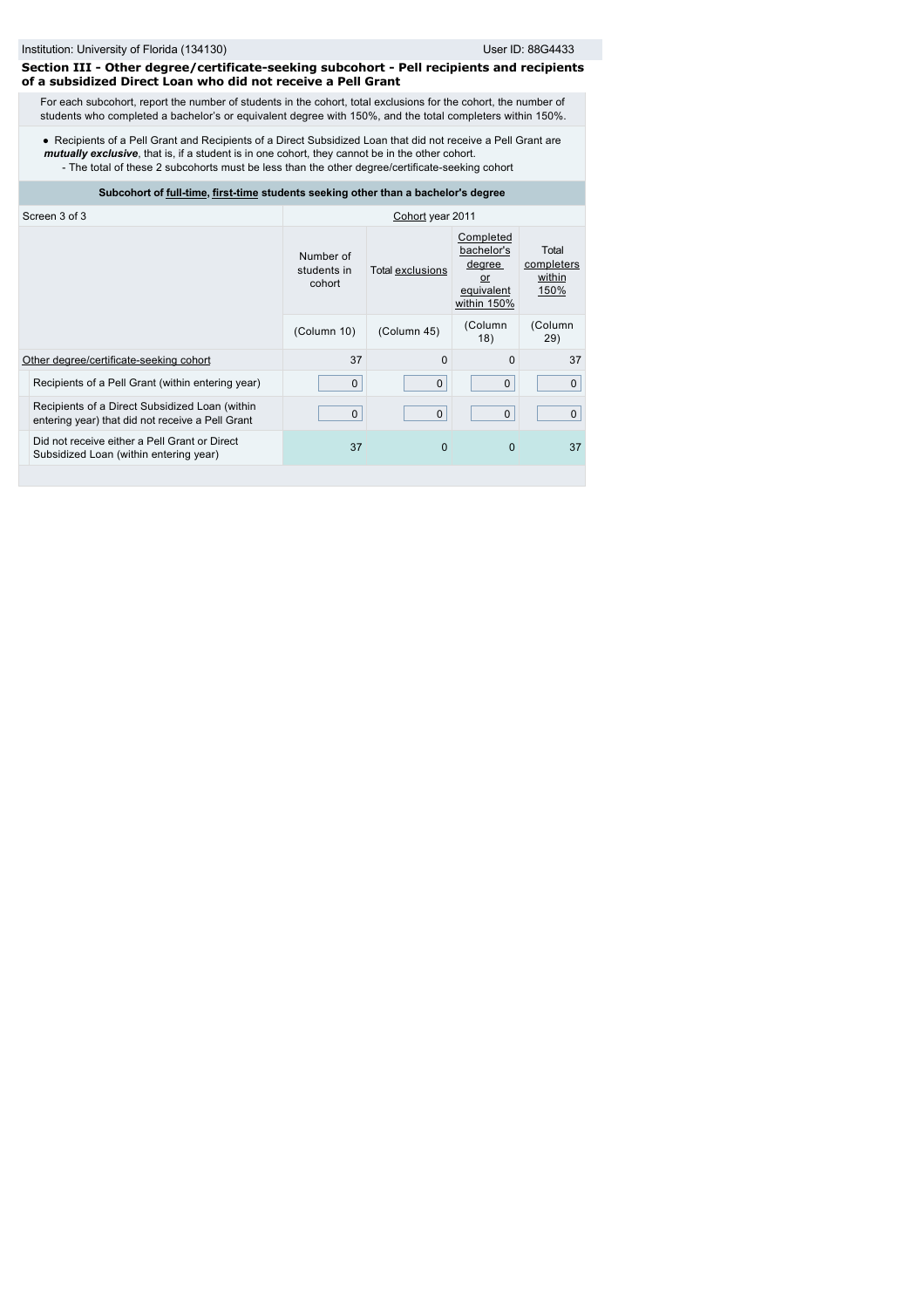Institution: University of Florida (134130) User ID: 88G4433

### Section III - Other degree/certificate-seeking subcohort - Pell recipients and recipients of a subsidized Direct Loan who did not receive a Pell Grant

For each subcohort, report the number of students in the cohort, total exclusions for the cohort, the number of students who completed a bachelor's or equivalent degree with 150%, and the total completers within 150%.

- Recipients of a Pell Grant and Recipients of a Direct Subsidized Loan that did not receive a Pell Grant are ***mutually exclusive***, that is, if a student is in one cohort, they cannot be in the other cohort.
  - The total of these 2 subcohorts must be less than the other degree/certificate-seeking cohort

**Subcohort of full-time, first-time students seeking other than a bachelor's degree**

| Screen 3 of 3 | Cohort year 2011 | | | |
|---|---|---|---|---|
| | Number of students in cohort | Total exclusions | Completed bachelor's degree or equivalent within 150% | Total completers within 150% |
| | (Column 10) | (Column 45) | (Column 18) | (Column 29) |
| Other degree/certificate-seeking cohort | 37 | 0 | 0 | 37 |
| Recipients of a Pell Grant (within entering year) | 0 | 0 | 0 | 0 |
| Recipients of a Direct Subsidized Loan (within entering year) that did not receive a Pell Grant | 0 | 0 | 0 | 0 |
| Did not receive either a Pell Grant or Direct Subsidized Loan (within entering year) | 37 | 0 | 0 | 37 |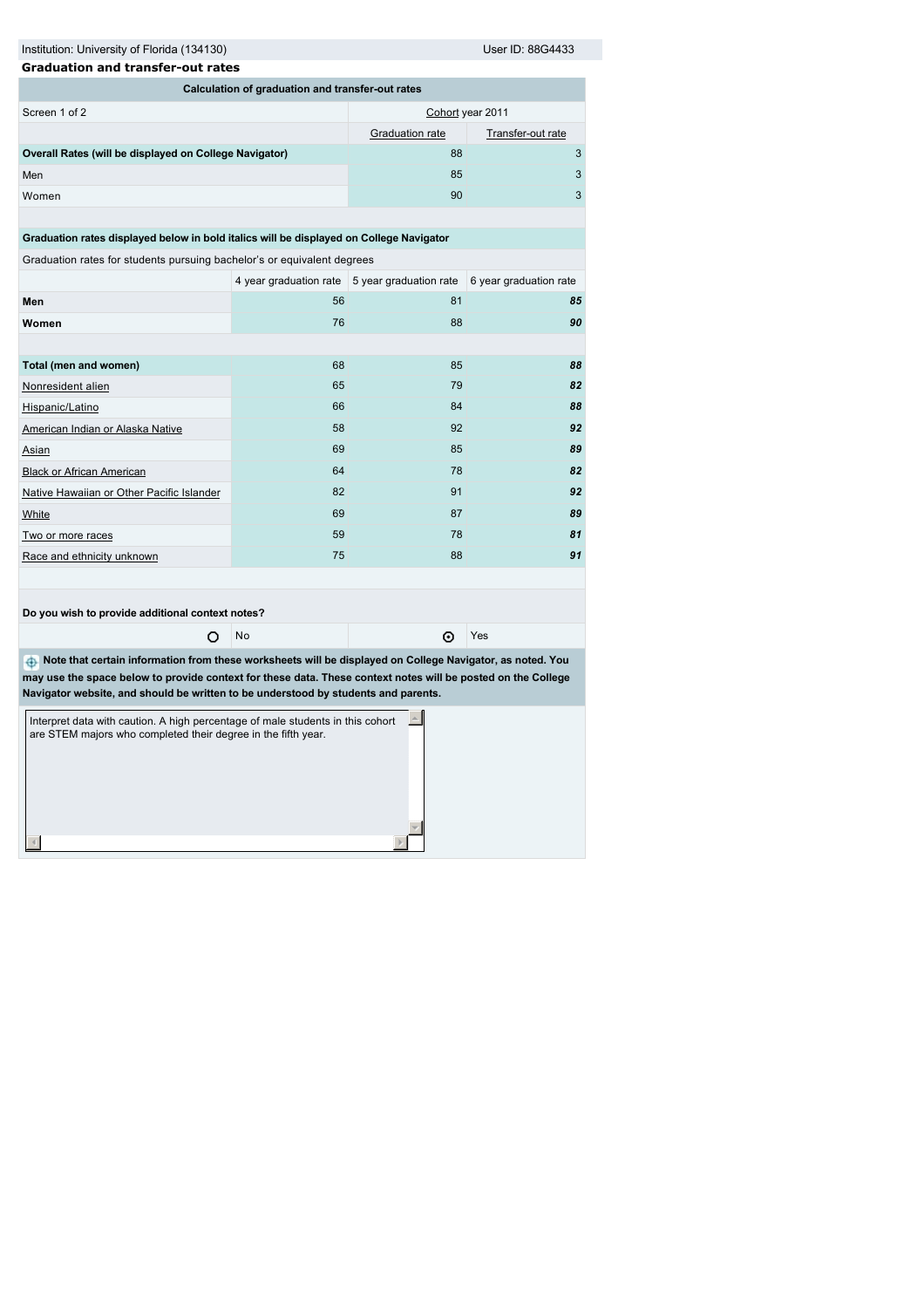Institution: University of Florida (134130) User ID: 88G4433

## Graduation and transfer-out rates

| Calculation of graduation and transfer-out rates | | |
|---|---|---|
| Screen 1 of 2 | Cohort year 2011 | |
| | Graduation rate | Transfer-out rate |
| **Overall Rates (will be displayed on College Navigator)** | 88 | 3 |
| Men | 85 | 3 |
| Women | 90 | 3 |

**Graduation rates displayed below in bold italics will be displayed on College Navigator**

Graduation rates for students pursuing bachelor's or equivalent degrees

| | 4 year graduation rate | 5 year graduation rate | 6 year graduation rate |
|---|---|---|---|
| **Men** | 56 | 81 | ***85*** |
| **Women** | 76 | 88 | ***90*** |
| | | | |
| **Total (men and women)** | 68 | 85 | ***88*** |
| Nonresident alien | 65 | 79 | ***82*** |
| Hispanic/Latino | 66 | 84 | ***88*** |
| American Indian or Alaska Native | 58 | 92 | ***92*** |
| Asian | 69 | 85 | ***89*** |
| Black or African American | 64 | 78 | ***82*** |
| Native Hawaiian or Other Pacific Islander | 82 | 91 | ***92*** |
| White | 69 | 87 | ***89*** |
| Two or more races | 59 | 78 | ***81*** |
| Race and ethnicity unknown | 75 | 88 | ***91*** |

**Do you wish to provide additional context notes?**

○ No ⊙ Yes

**Note that certain information from these worksheets will be displayed on College Navigator, as noted. You may use the space below to provide context for these data. These context notes will be posted on the College Navigator website, and should be written to be understood by students and parents.**

Interpret data with caution. A high percentage of male students in this cohort are STEM majors who completed their degree in the fifth year.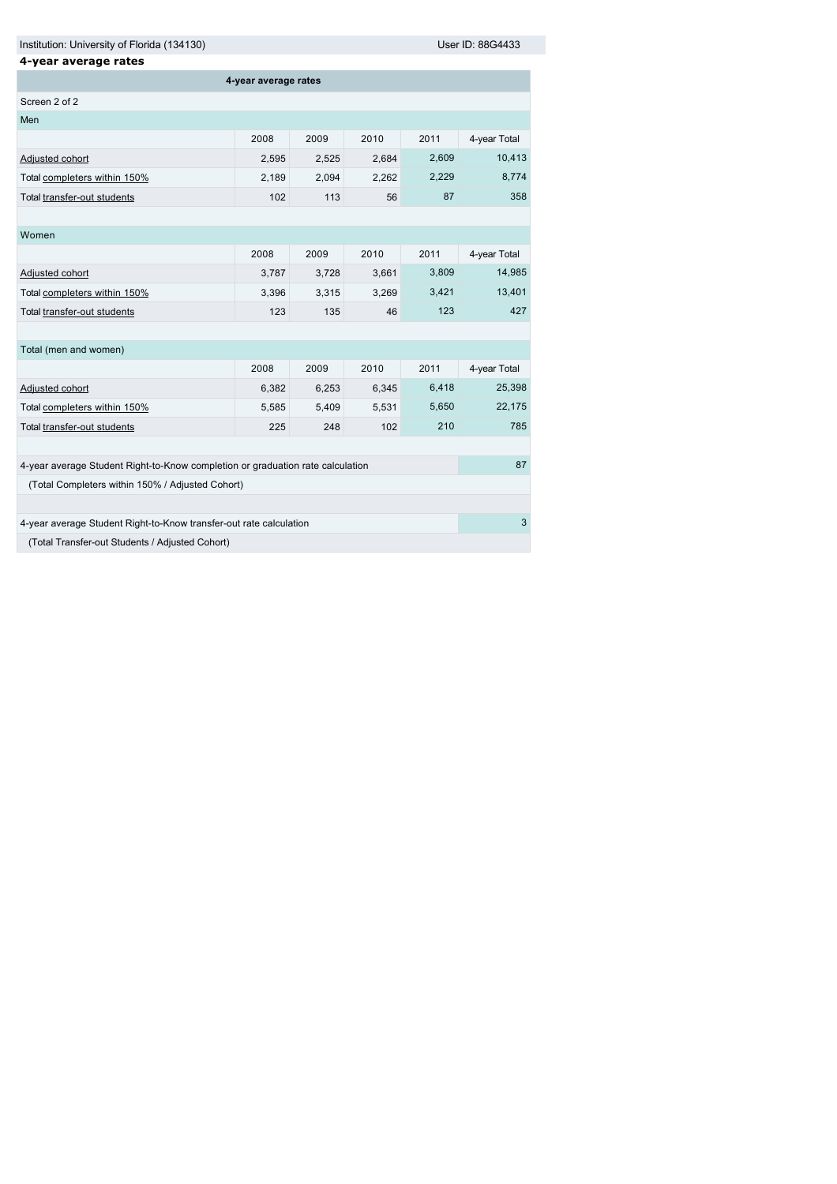## 4-year average rates

| 4-year average rates | | | | | |
|---|---|---|---|---|---|
| Screen 2 of 2 | | | | | |
| **Men** | | | | | |
| | 2008 | 2009 | 2010 | 2011 | 4-year Total |
| Adjusted cohort | 2,595 | 2,525 | 2,684 | 2,609 | 10,413 |
| Total completers within 150% | 2,189 | 2,094 | 2,262 | 2,229 | 8,774 |
| Total transfer-out students | 102 | 113 | 56 | 87 | 358 |
| **Women** | | | | | |
| | 2008 | 2009 | 2010 | 2011 | 4-year Total |
| Adjusted cohort | 3,787 | 3,728 | 3,661 | 3,809 | 14,985 |
| Total completers within 150% | 3,396 | 3,315 | 3,269 | 3,421 | 13,401 |
| Total transfer-out students | 123 | 135 | 46 | 123 | 427 |
| **Total (men and women)** | | | | | |
| | 2008 | 2009 | 2010 | 2011 | 4-year Total |
| Adjusted cohort | 6,382 | 6,253 | 6,345 | 6,418 | 25,398 |
| Total completers within 150% | 5,585 | 5,409 | 5,531 | 5,650 | 22,175 |
| Total transfer-out students | 225 | 248 | 102 | 210 | 785 |

| | |
|---|---|
| 4-year average Student Right-to-Know completion or graduation rate calculation | 87 |
| (Total Completers within 150% / Adjusted Cohort) | |
| 4-year average Student Right-to-Know transfer-out rate calculation | 3 |
| (Total Transfer-out Students / Adjusted Cohort) | |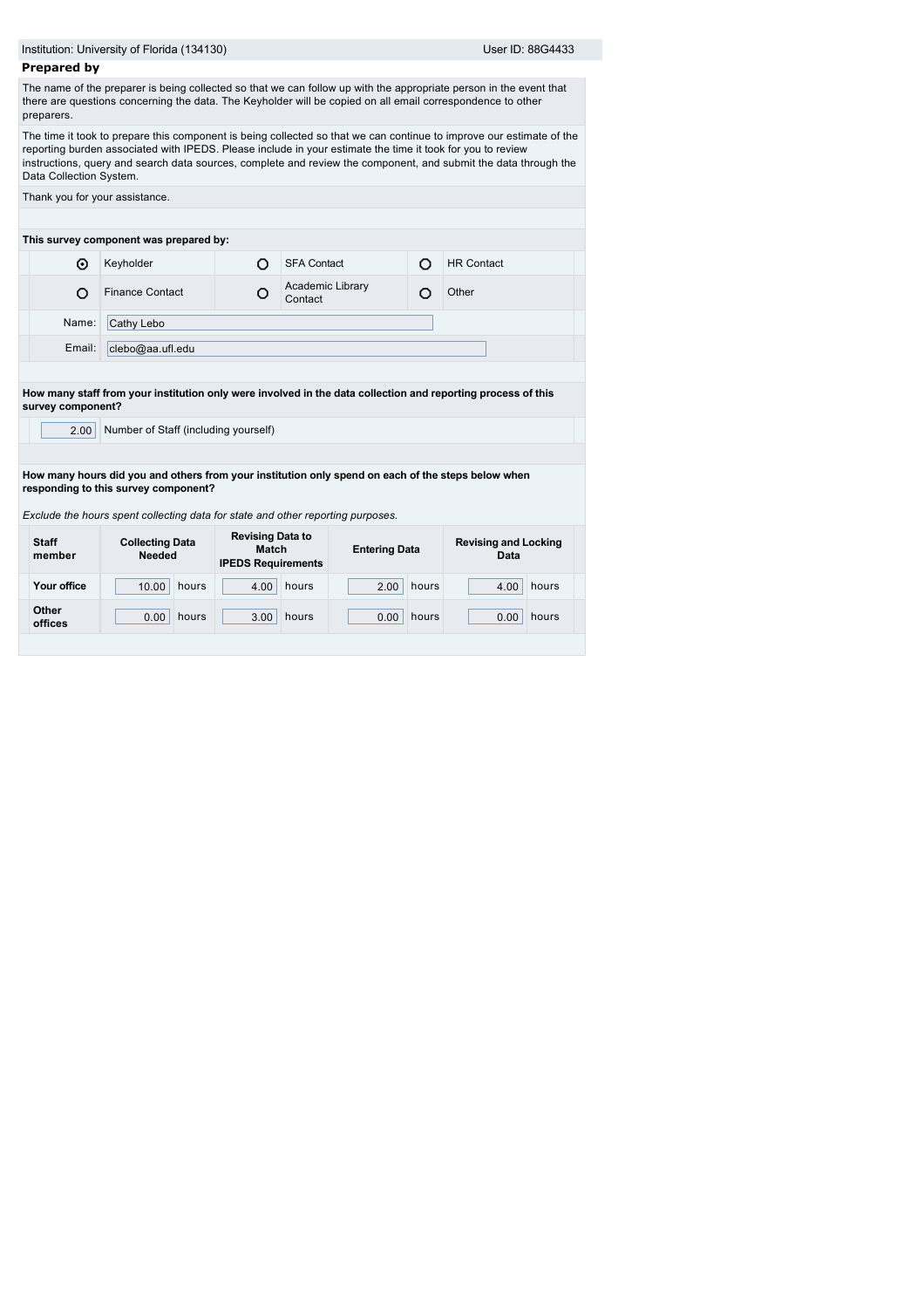Institution: University of Florida (134130) User ID: 88G4433

## Prepared by

The name of the preparer is being collected so that we can follow up with the appropriate person in the event that there are questions concerning the data. The Keyholder will be copied on all email correspondence to other preparers.

The time it took to prepare this component is being collected so that we can continue to improve our estimate of the reporting burden associated with IPEDS. Please include in your estimate the time it took for you to review instructions, query and search data sources, complete and review the component, and submit the data through the Data Collection System.

Thank you for your assistance.

**This survey component was prepared by:**

| | | | | | |
|---|---|---|---|---|---|
| ⦿ | Keyholder | ○ | SFA Contact | ○ | HR Contact |
| ○ | Finance Contact | ○ | Academic Library Contact | ○ | Other |

Name: Cathy Lebo

Email: clebo@aa.ufl.edu

**How many staff from your institution only were involved in the data collection and reporting process of this survey component?**

2.00 Number of Staff (including yourself)

**How many hours did you and others from your institution only spend on each of the steps below when responding to this survey component?**

*Exclude the hours spent collecting data for state and other reporting purposes.*

| Staff member | Collecting Data Needed | Revising Data to Match IPEDS Requirements | Entering Data | Revising and Locking Data |
|---|---|---|---|---|
| Your office | 10.00 hours | 4.00 hours | 2.00 hours | 4.00 hours |
| Other offices | 0.00 hours | 3.00 hours | 0.00 hours | 0.00 hours |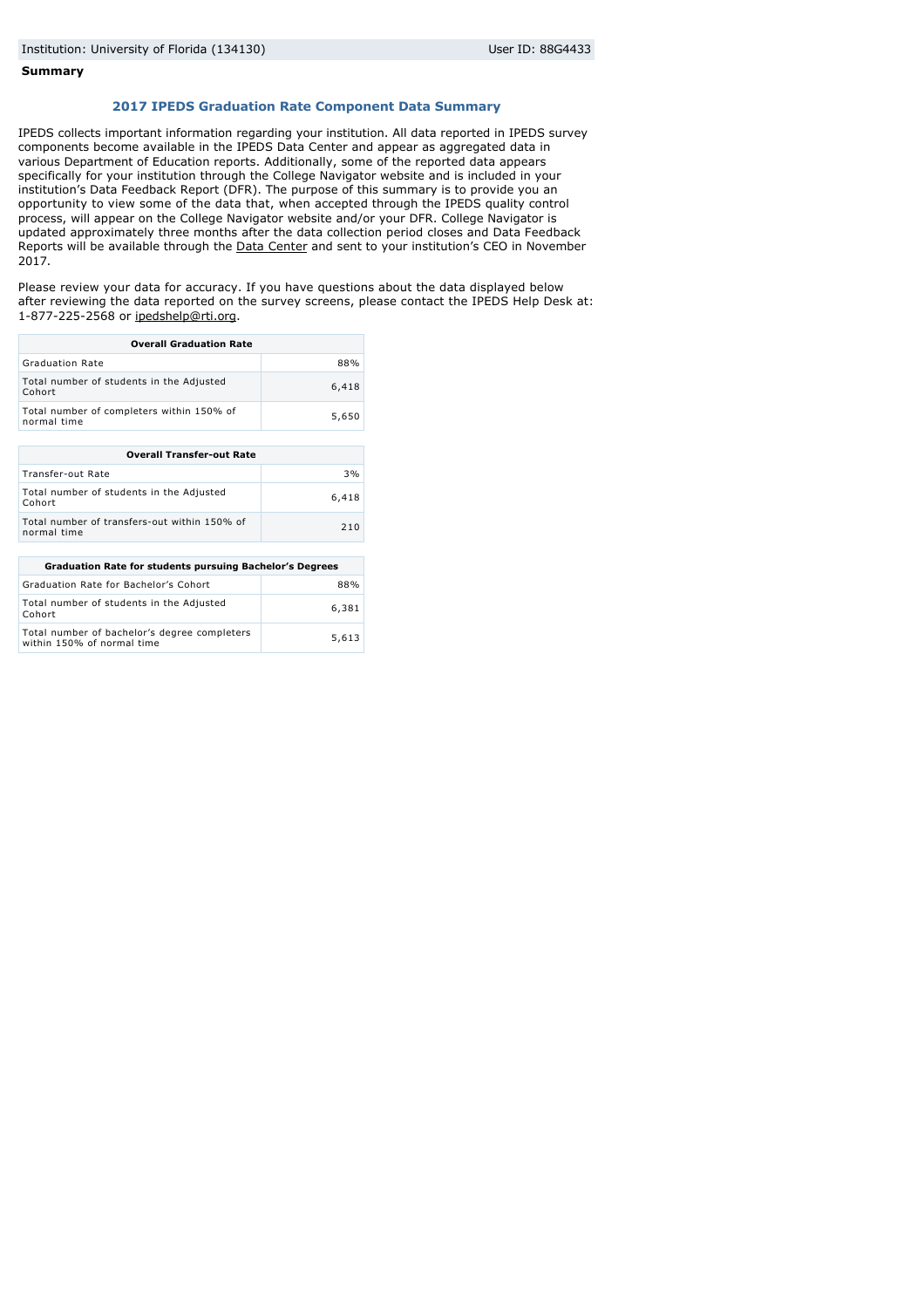Institution: University of Florida (134130) User ID: 88G4433

**Summary**

## 2017 IPEDS Graduation Rate Component Data Summary

IPEDS collects important information regarding your institution. All data reported in IPEDS survey components become available in the IPEDS Data Center and appear as aggregated data in various Department of Education reports. Additionally, some of the reported data appears specifically for your institution through the College Navigator website and is included in your institution's Data Feedback Report (DFR). The purpose of this summary is to provide you an opportunity to view some of the data that, when accepted through the IPEDS quality control process, will appear on the College Navigator website and/or your DFR. College Navigator is updated approximately three months after the data collection period closes and Data Feedback Reports will be available through the Data Center and sent to your institution's CEO in November 2017.

Please review your data for accuracy. If you have questions about the data displayed below after reviewing the data reported on the survey screens, please contact the IPEDS Help Desk at: 1-877-225-2568 or ipedshelp@rti.org.

| Overall Graduation Rate | |
|---|---|
| Graduation Rate | 88% |
| Total number of students in the Adjusted Cohort | 6,418 |
| Total number of completers within 150% of normal time | 5,650 |

| Overall Transfer-out Rate | |
|---|---|
| Transfer-out Rate | 3% |
| Total number of students in the Adjusted Cohort | 6,418 |
| Total number of transfers-out within 150% of normal time | 210 |

| Graduation Rate for students pursuing Bachelor's Degrees | |
|---|---|
| Graduation Rate for Bachelor's Cohort | 88% |
| Total number of students in the Adjusted Cohort | 6,381 |
| Total number of bachelor's degree completers within 150% of normal time | 5,613 |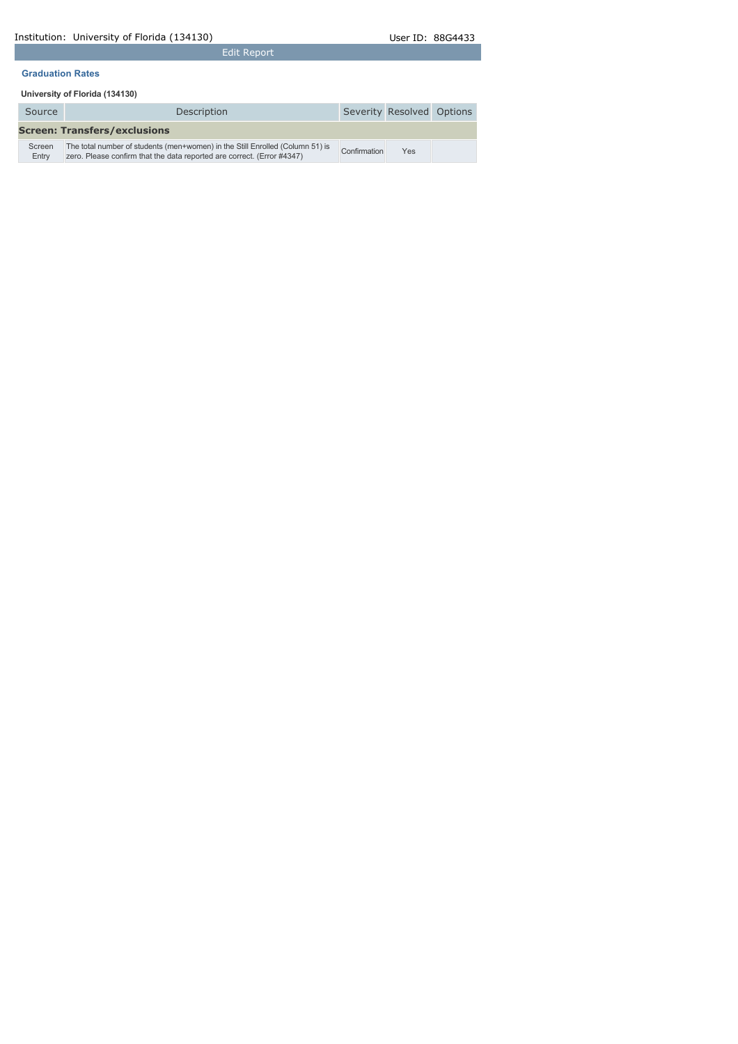Institution: University of Florida (134130) User ID: 88G4433

Edit Report

## Graduation Rates

**University of Florida (134130)**

| Source | Description | Severity | Resolved | Options |
|---|---|---|---|---|
| **Screen: Transfers/exclusions** | | | | |
| Screen Entry | The total number of students (men+women) in the Still Enrolled (Column 51) is zero. Please confirm that the data reported are correct. (Error #4347) | Confirmation | Yes | |